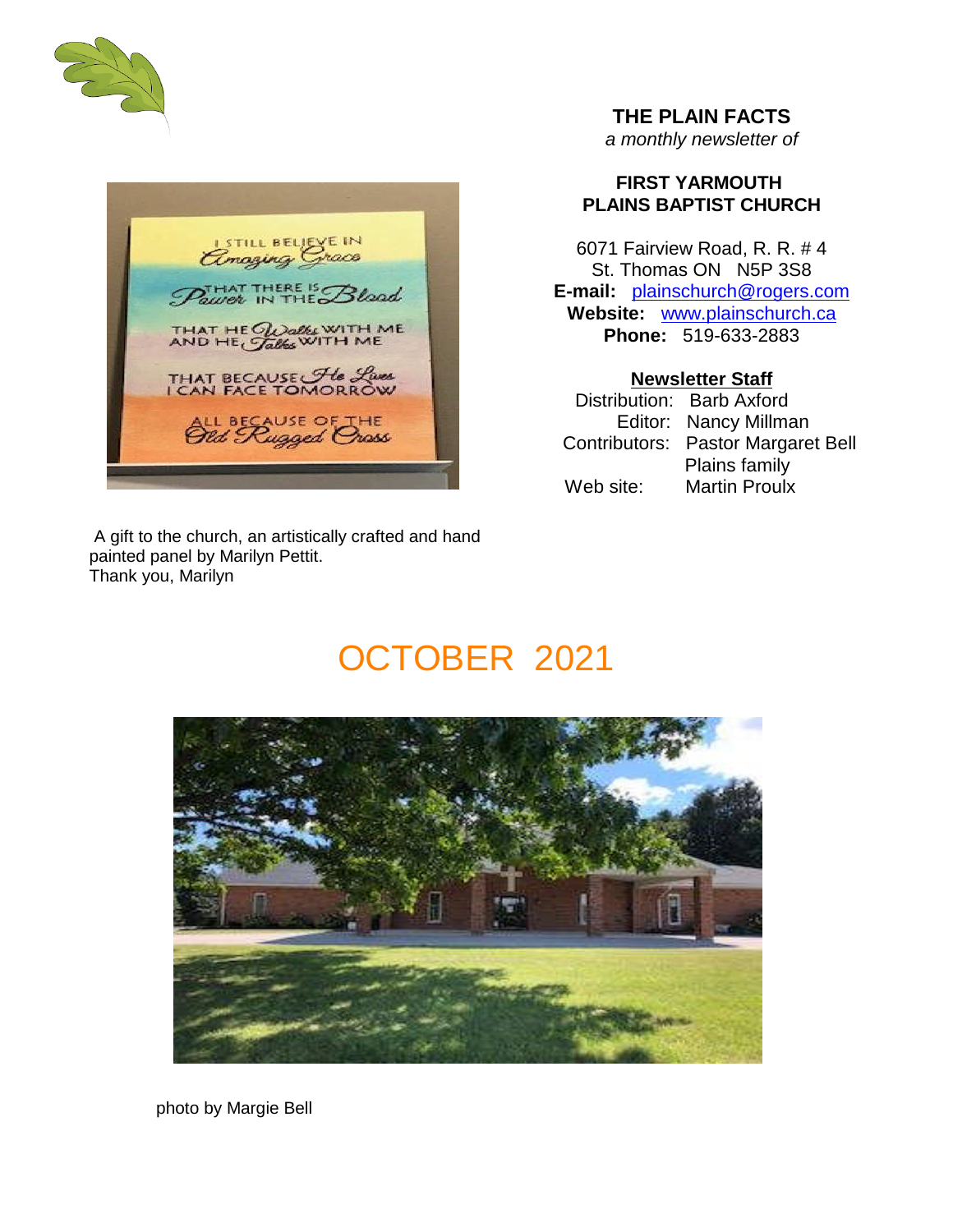# THE PLAIN FACTS

*a monthly newsletter of*

**FIRST YARMOUTH PLAINS BAPTIST CHURCH**

6071 Fairview Road, R. R. # 4
St. Thomas ON N5P 3S8
**E-mail:** plainschurch@rogers.com
**Website:** www.plainschurch.ca
**Phone:** 519-633-2883

**Newsletter Staff**

Distribution: Barb Axford
Editor: Nancy Millman
Contributors: Pastor Margaret Bell
Plains family
Web site: Martin Proulx

A gift to the church, an artistically crafted and hand painted panel by Marilyn Pettit.
Thank you, Marilyn

# OCTOBER 2021

photo by Margie Bell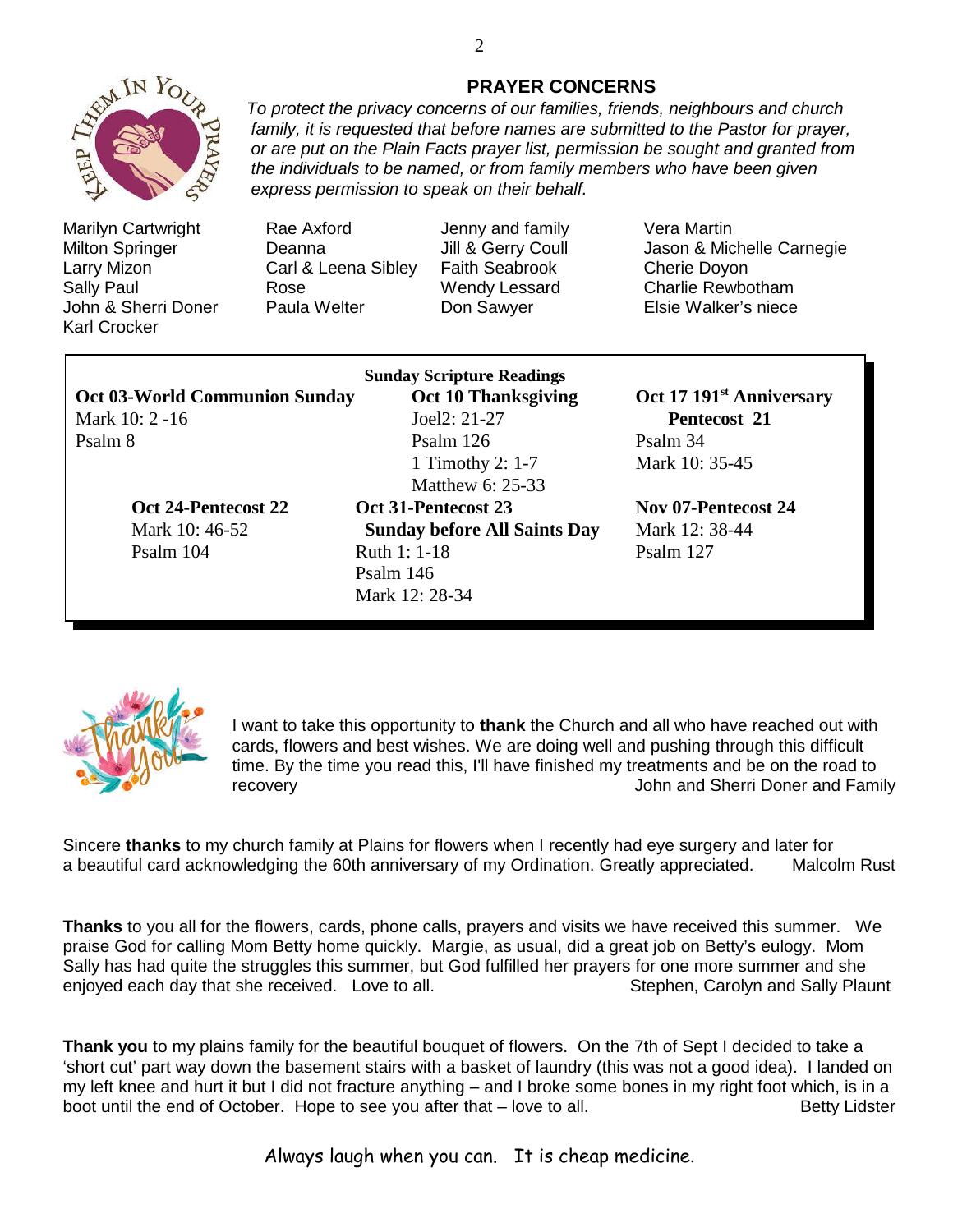## PRAYER CONCERNS

*To protect the privacy concerns of our families, friends, neighbours and church family, it is requested that before names are submitted to the Pastor for prayer, or are put on the Plain Facts prayer list, permission be sought and granted from the individuals to be named, or from family members who have been given express permission to speak on their behalf.*

| | | | |
|---|---|---|---|
| Marilyn Cartwright | Rae Axford | Jenny and family | Vera Martin |
| Milton Springer | Deanna | Jill & Gerry Coull | Jason & Michelle Carnegie |
| Larry Mizon | Carl & Leena Sibley | Faith Seabrook | Cherie Doyon |
| Sally Paul | Rose | Wendy Lessard | Charlie Rewbotham |
| John & Sherri Doner | Paula Welter | Don Sawyer | Elsie Walker's niece |
| Karl Crocker | | | |

**Sunday Scripture Readings**

| | | |
|---|---|---|
| **Oct 03-World Communion Sunday** | **Oct 10 Thanksgiving** | **Oct 17 191st Anniversary Pentecost 21** |
| Mark 10: 2 -16 | Joel2: 21-27 | Psalm 34 |
| Psalm 8 | Psalm 126 | Mark 10: 35-45 |
| | 1 Timothy 2: 1-7 | |
| | Matthew 6: 25-33 | |
| **Oct 24-Pentecost 22** | **Oct 31-Pentecost 23 Sunday before All Saints Day** | **Nov 07-Pentecost 24** |
| Mark 10: 46-52 | Ruth 1: 1-18 | Mark 12: 38-44 |
| Psalm 104 | Psalm 146 | Psalm 127 |
| | Mark 12: 28-34 | |

I want to take this opportunity to **thank** the Church and all who have reached out with cards, flowers and best wishes. We are doing well and pushing through this difficult time. By the time you read this, I'll have finished my treatments and be on the road to recovery John and Sherri Doner and Family

Sincere **thanks** to my church family at Plains for flowers when I recently had eye surgery and later for a beautiful card acknowledging the 60th anniversary of my Ordination. Greatly appreciated. Malcolm Rust

**Thanks** to you all for the flowers, cards, phone calls, prayers and visits we have received this summer. We praise God for calling Mom Betty home quickly. Margie, as usual, did a great job on Betty's eulogy. Mom Sally has had quite the struggles this summer, but God fulfilled her prayers for one more summer and she enjoyed each day that she received. Love to all. Stephen, Carolyn and Sally Plaunt

**Thank you** to my plains family for the beautiful bouquet of flowers. On the 7th of Sept I decided to take a 'short cut' part way down the basement stairs with a basket of laundry (this was not a good idea). I landed on my left knee and hurt it but I did not fracture anything – and I broke some bones in my right foot which, is in a boot until the end of October. Hope to see you after that – love to all. Betty Lidster

Always laugh when you can. It is cheap medicine.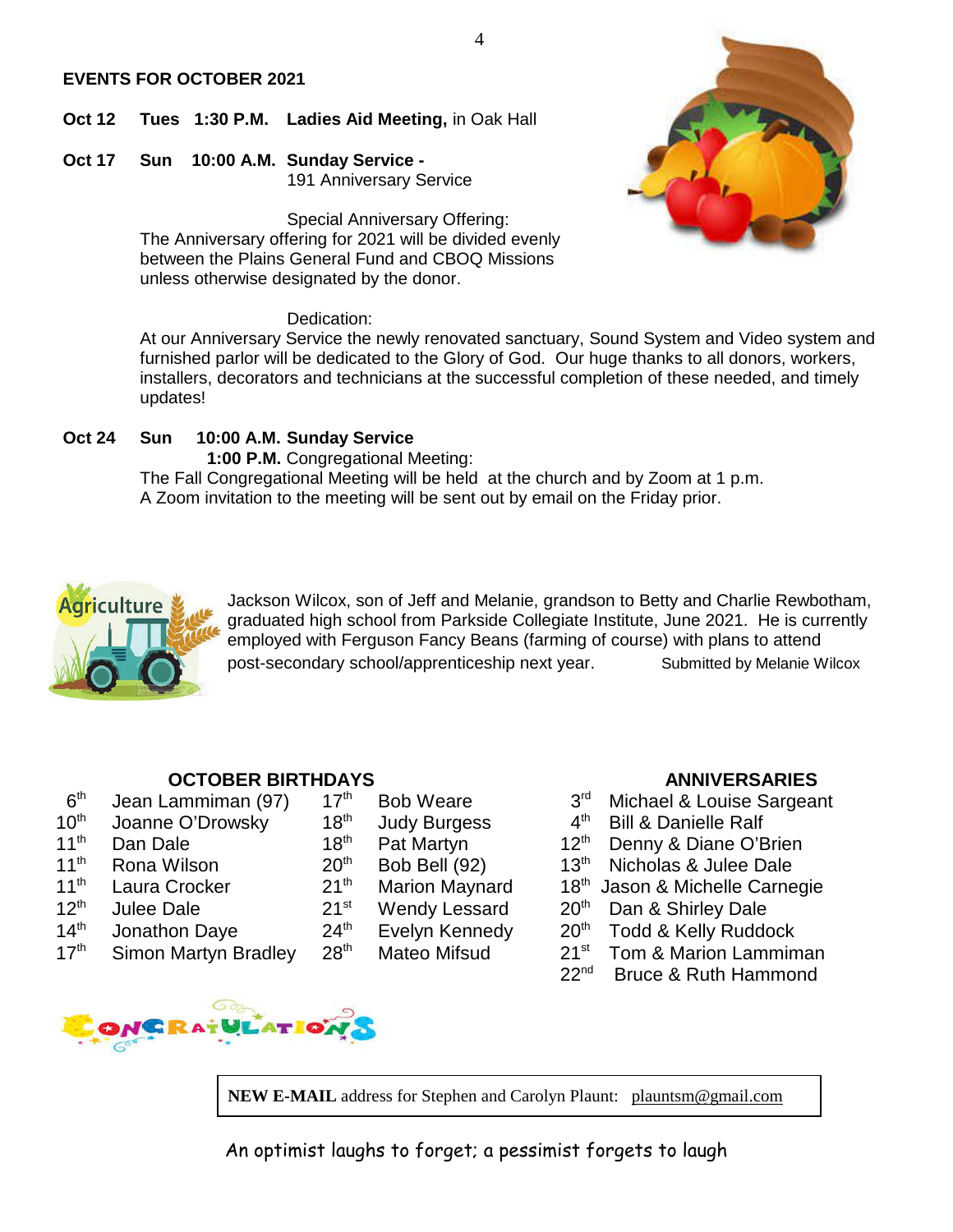## EVENTS FOR OCTOBER 2021

**Oct 12 Tues 1:30 P.M. Ladies Aid Meeting,** in Oak Hall

**Oct 17 Sun 10:00 A.M. Sunday Service -**
191 Anniversary Service

Special Anniversary Offering:
The Anniversary offering for 2021 will be divided evenly between the Plains General Fund and CBOQ Missions unless otherwise designated by the donor.

Dedication:
At our Anniversary Service the newly renovated sanctuary, Sound System and Video system and furnished parlor will be dedicated to the Glory of God. Our huge thanks to all donors, workers, installers, decorators and technicians at the successful completion of these needed, and timely updates!

**Oct 24 Sun 10:00 A.M. Sunday Service**
**1:00 P.M.** Congregational Meeting:
The Fall Congregational Meeting will be held at the church and by Zoom at 1 p.m.
A Zoom invitation to the meeting will be sent out by email on the Friday prior.

Agriculture

Jackson Wilcox, son of Jeff and Melanie, grandson to Betty and Charlie Rewbotham, graduated high school from Parkside Collegiate Institute, June 2021. He is currently employed with Ferguson Fancy Beans (farming of course) with plans to attend post-secondary school/apprenticeship next year. Submitted by Melanie Wilcox

### OCTOBER BIRTHDAYS

| | | | |
|---|---|---|---|
| 6th | Jean Lammiman (97) | 17th | Bob Weare |
| 10th | Joanne O'Drowsky | 18th | Judy Burgess |
| 11th | Dan Dale | 18th | Pat Martyn |
| 11th | Rona Wilson | 20th | Bob Bell (92) |
| 11th | Laura Crocker | 21th | Marion Maynard |
| 12th | Julee Dale | 21st | Wendy Lessard |
| 14th | Jonathon Daye | 24th | Evelyn Kennedy |
| 17th | Simon Martyn Bradley | 28th | Mateo Mifsud |

### ANNIVERSARIES

| | |
|---|---|
| 3rd | Michael & Louise Sargeant |
| 4th | Bill & Danielle Ralf |
| 12th | Denny & Diane O'Brien |
| 13th | Nicholas & Julee Dale |
| 18th | Jason & Michelle Carnegie |
| 20th | Dan & Shirley Dale |
| 20th | Todd & Kelly Ruddock |
| 21st | Tom & Marion Lammiman |
| 22nd | Bruce & Ruth Hammond |

CONGRATULATIONS

**NEW E-MAIL** address for Stephen and Carolyn Plaunt: plauntsm@gmail.com

An optimist laughs to forget; a pessimist forgets to laugh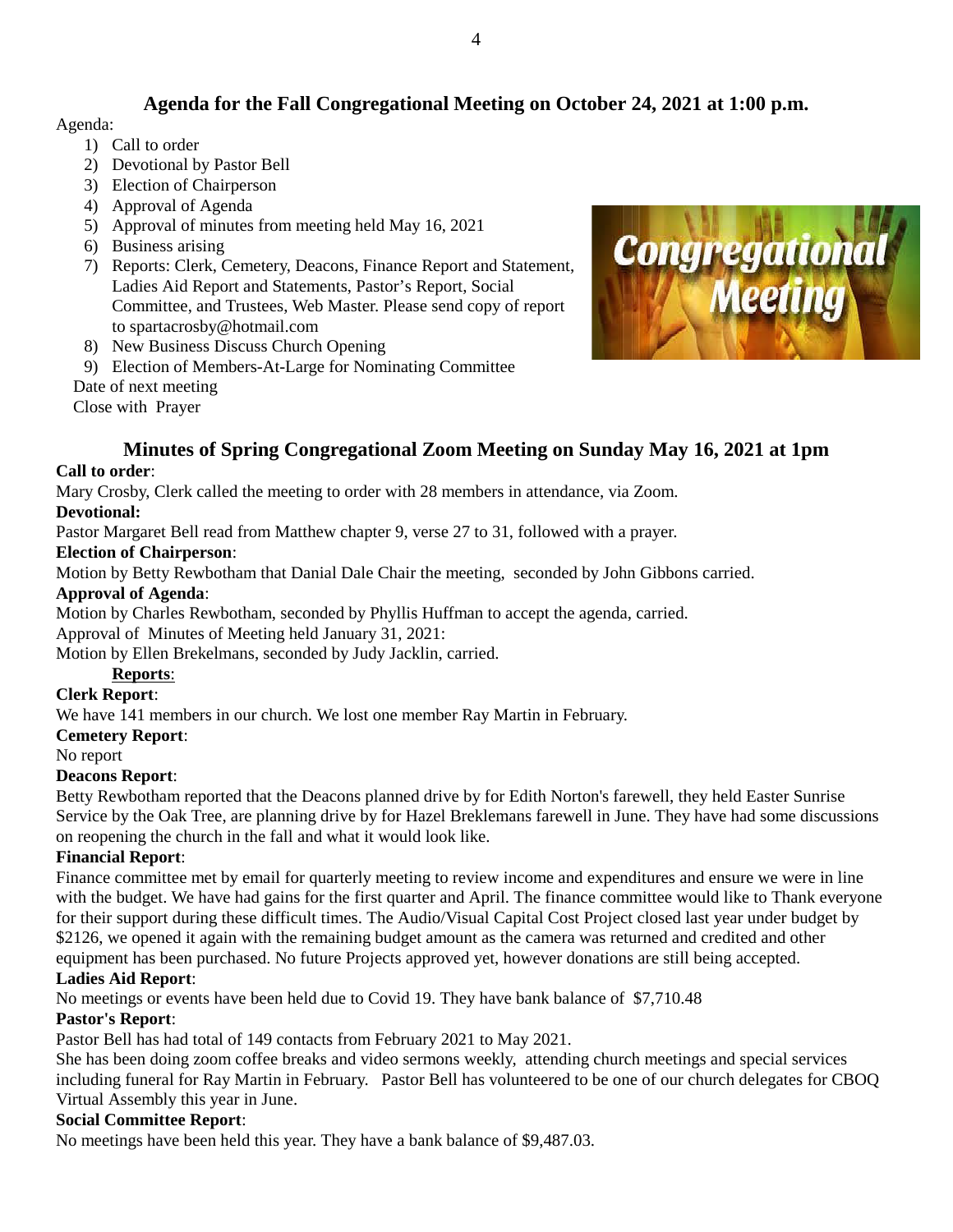## Agenda for the Fall Congregational Meeting on October 24, 2021 at 1:00 p.m.

Agenda:

1) Call to order
2) Devotional by Pastor Bell
3) Election of Chairperson
4) Approval of Agenda
5) Approval of minutes from meeting held May 16, 2021
6) Business arising
7) Reports: Clerk, Cemetery, Deacons, Finance Report and Statement, Ladies Aid Report and Statements, Pastor's Report, Social Committee, and Trustees, Web Master. Please send copy of report to spartacrosby@hotmail.com
8) New Business Discuss Church Opening
9) Election of Members-At-Large for Nominating Committee

Date of next meeting

Close with Prayer

## Minutes of Spring Congregational Zoom Meeting on Sunday May 16, 2021 at 1pm

**Call to order**:

Mary Crosby, Clerk called the meeting to order with 28 members in attendance, via Zoom.

**Devotional:**

Pastor Margaret Bell read from Matthew chapter 9, verse 27 to 31, followed with a prayer.

**Election of Chairperson**:

Motion by Betty Rewbotham that Danial Dale Chair the meeting, seconded by John Gibbons carried.

**Approval of Agenda**:

Motion by Charles Rewbotham, seconded by Phyllis Huffman to accept the agenda, carried.

Approval of Minutes of Meeting held January 31, 2021:

Motion by Ellen Brekelmans, seconded by Judy Jacklin, carried.

**Reports**:

**Clerk Report**:

We have 141 members in our church. We lost one member Ray Martin in February.

**Cemetery Report**:

No report

**Deacons Report**:

Betty Rewbotham reported that the Deacons planned drive by for Edith Norton's farewell, they held Easter Sunrise Service by the Oak Tree, are planning drive by for Hazel Breklemans farewell in June. They have had some discussions on reopening the church in the fall and what it would look like.

**Financial Report**:

Finance committee met by email for quarterly meeting to review income and expenditures and ensure we were in line with the budget. We have had gains for the first quarter and April. The finance committee would like to Thank everyone for their support during these difficult times. The Audio/Visual Capital Cost Project closed last year under budget by $2126, we opened it again with the remaining budget amount as the camera was returned and credited and other equipment has been purchased. No future Projects approved yet, however donations are still being accepted.

**Ladies Aid Report**:

No meetings or events have been held due to Covid 19. They have bank balance of $7,710.48

**Pastor's Report**:

Pastor Bell has had total of 149 contacts from February 2021 to May 2021.

She has been doing zoom coffee breaks and video sermons weekly, attending church meetings and special services including funeral for Ray Martin in February. Pastor Bell has volunteered to be one of our church delegates for CBOQ Virtual Assembly this year in June.

**Social Committee Report**:

No meetings have been held this year. They have a bank balance of $9,487.03.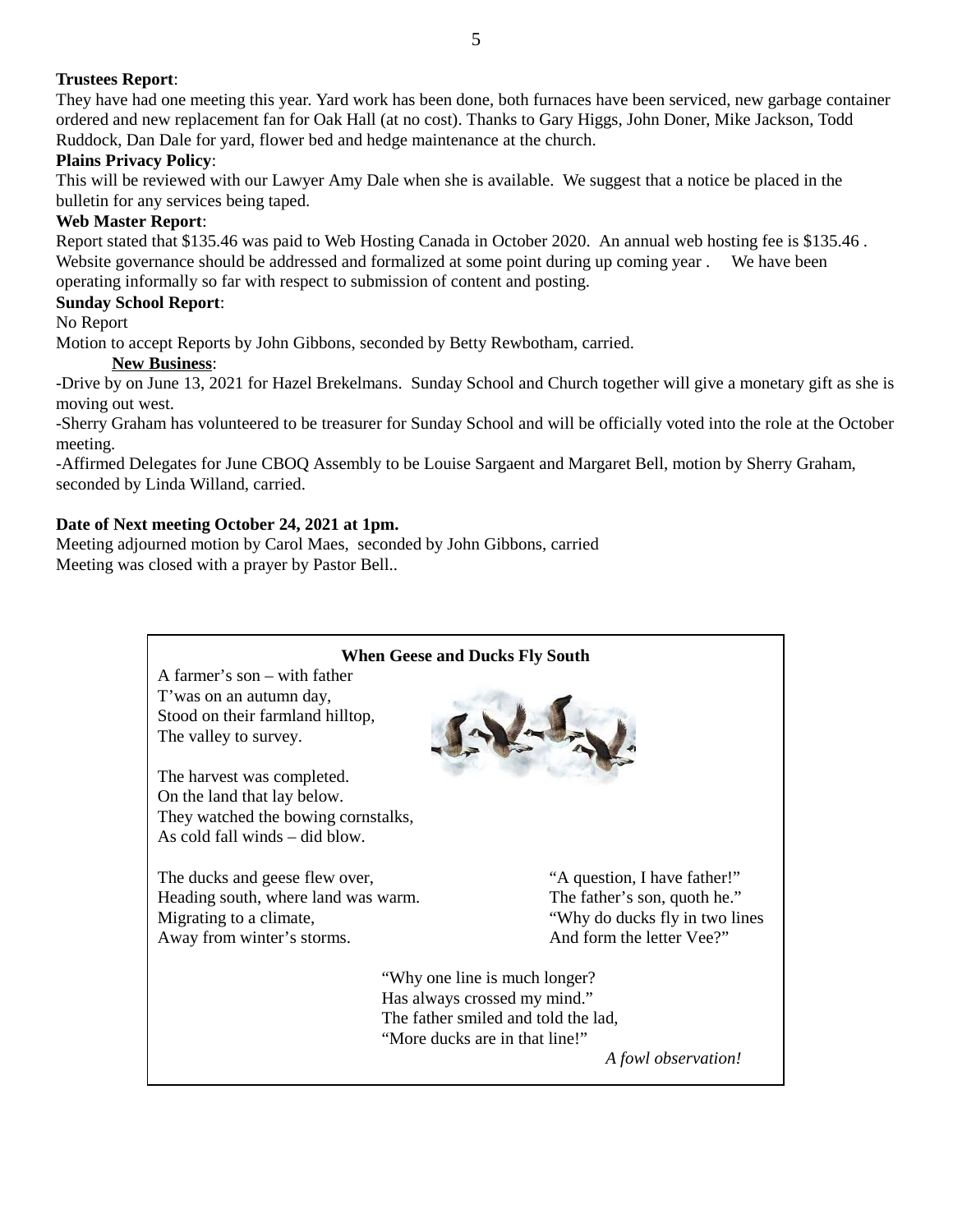**Trustees Report**:

They have had one meeting this year. Yard work has been done, both furnaces have been serviced, new garbage container ordered and new replacement fan for Oak Hall (at no cost). Thanks to Gary Higgs, John Doner, Mike Jackson, Todd Ruddock, Dan Dale for yard, flower bed and hedge maintenance at the church.

**Plains Privacy Policy**:

This will be reviewed with our Lawyer Amy Dale when she is available. We suggest that a notice be placed in the bulletin for any services being taped.

**Web Master Report**:

Report stated that $135.46 was paid to Web Hosting Canada in October 2020. An annual web hosting fee is $135.46 . Website governance should be addressed and formalized at some point during up coming year . We have been operating informally so far with respect to submission of content and posting.

**Sunday School Report**:

No Report

Motion to accept Reports by John Gibbons, seconded by Betty Rewbotham, carried.

**New Business**:

-Drive by on June 13, 2021 for Hazel Brekelmans. Sunday School and Church together will give a monetary gift as she is moving out west.

-Sherry Graham has volunteered to be treasurer for Sunday School and will be officially voted into the role at the October meeting.

-Affirmed Delegates for June CBOQ Assembly to be Louise Sargaent and Margaret Bell, motion by Sherry Graham, seconded by Linda Willand, carried.

**Date of Next meeting October 24, 2021 at 1pm.**

Meeting adjourned motion by Carol Maes, seconded by John Gibbons, carried

Meeting was closed with a prayer by Pastor Bell..

**When Geese and Ducks Fly South**

A farmer's son – with father
T'was on an autumn day,
Stood on their farmland hilltop,
The valley to survey.

The harvest was completed.
On the land that lay below.
They watched the bowing cornstalks,
As cold fall winds – did blow.

The ducks and geese flew over,
Heading south, where land was warm.
Migrating to a climate,
Away from winter's storms.

"A question, I have father!"
The father's son, quoth he."
"Why do ducks fly in two lines
And form the letter Vee?"

"Why one line is much longer?
Has always crossed my mind."
The father smiled and told the lad,
"More ducks are in that line!"

*A fowl observation!*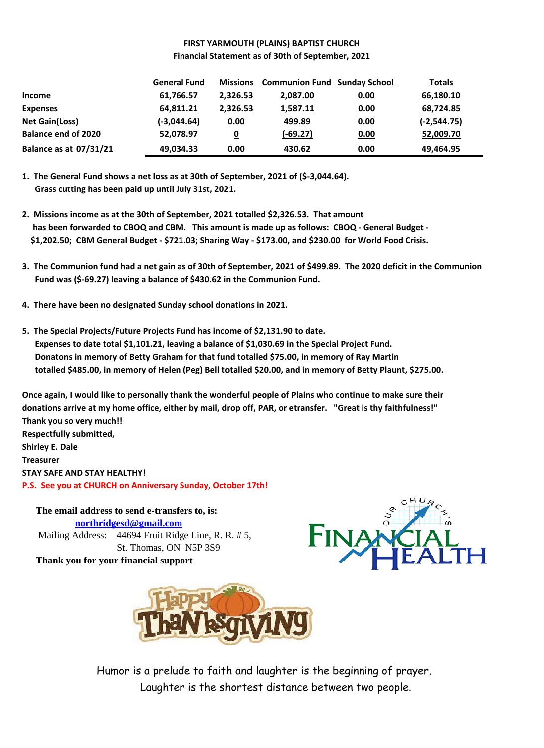**FIRST YARMOUTH (PLAINS) BAPTIST CHURCH**
**Financial Statement as of 30th of September, 2021**

| | General Fund | Missions | Communion Fund | Sunday School | Totals |
|---|---|---|---|---|---|
| **Income** | 61,766.57 | 2,326.53 | 2,087.00 | 0.00 | 66,180.10 |
| **Expenses** | 64,811.21 | 2,326.53 | 1,587.11 | 0.00 | 68,724.85 |
| **Net Gain(Loss)** | (-3,044.64) | 0.00 | 499.89 | 0.00 | (-2,544.75) |
| **Balance end of 2020** | 52,078.97 | 0 | (-69.27) | 0.00 | 52,009.70 |
| **Balance as at 07/31/21** | 49,034.33 | 0.00 | 430.62 | 0.00 | 49,464.95 |

1. **The General Fund shows a net loss as at 30th of September, 2021 of ($-3,044.64). Grass cutting has been paid up until July 31st, 2021.**

2. **Missions income as at the 30th of September, 2021 totalled $2,326.53. That amount has been forwarded to CBOQ and CBM. This amount is made up as follows: CBOQ - General Budget - $1,202.50; CBM General Budget - $721.03; Sharing Way - $173.00, and $230.00 for World Food Crisis.**

3. **The Communion fund had a net gain as of 30th of September, 2021 of $499.89. The 2020 deficit in the Communion Fund was ($-69.27) leaving a balance of $430.62 in the Communion Fund.**

4. **There have been no designated Sunday school donations in 2021.**

5. **The Special Projects/Future Projects Fund has income of $2,131.90 to date. Expenses to date total $1,101.21, leaving a balance of $1,030.69 in the Special Project Fund. Donatons in memory of Betty Graham for that fund totalled $75.00, in memory of Ray Martin totalled $485.00, in memory of Helen (Peg) Bell totalled $20.00, and in memory of Betty Plaunt, $275.00.**

**Once again, I would like to personally thank the wonderful people of Plains who continue to make sure their donations arrive at my home office, either by mail, drop off, PAR, or etransfer. "Great is thy faithfulness!"**
**Thank you so very much!!**
**Respectfully submitted,**
**Shirley E. Dale**
**Treasurer**
**STAY SAFE AND STAY HEALTHY!**
**P.S. See you at CHURCH on Anniversary Sunday, October 17th!**

**The email address to send e-transfers to, is:**
**northridgesd@gmail.com**
Mailing Address: 44694 Fruit Ridge Line, R. R. # 5,
St. Thomas, ON N5P 3S9
**Thank you for your financial support**

OUR CHURCH'S FINANCIAL HEALTH

Happy Thanksgiving

Humor is a prelude to faith and laughter is the beginning of prayer.
Laughter is the shortest distance between two people.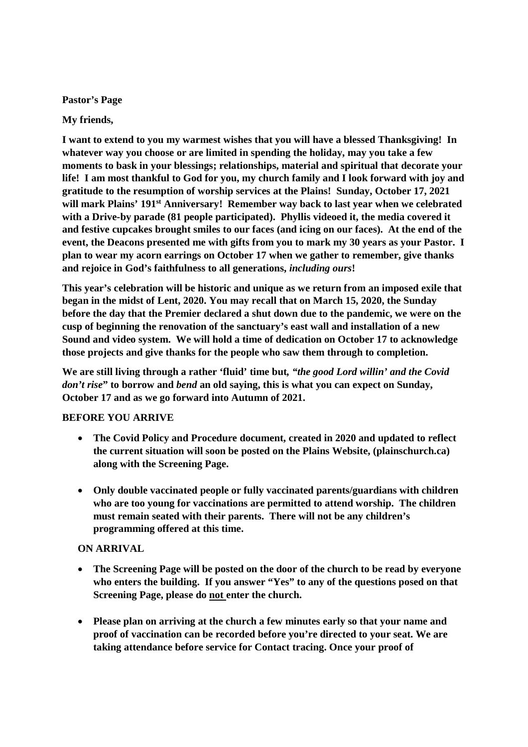**Pastor's Page**

**My friends,**

**I want to extend to you my warmest wishes that you will have a blessed Thanksgiving! In whatever way you choose or are limited in spending the holiday, may you take a few moments to bask in your blessings; relationships, material and spiritual that decorate your life! I am most thankful to God for you, my church family and I look forward with joy and gratitude to the resumption of worship services at the Plains! Sunday, October 17, 2021 will mark Plains' 191st Anniversary! Remember way back to last year when we celebrated with a Drive-by parade (81 people participated). Phyllis videoed it, the media covered it and festive cupcakes brought smiles to our faces (and icing on our faces). At the end of the event, the Deacons presented me with gifts from you to mark my 30 years as your Pastor. I plan to wear my acorn earrings on October 17 when we gather to remember, give thanks and rejoice in God's faithfulness to all generations, *including ours*!**

**This year's celebration will be historic and unique as we return from an imposed exile that began in the midst of Lent, 2020. You may recall that on March 15, 2020, the Sunday before the day that the Premier declared a shut down due to the pandemic, we were on the cusp of beginning the renovation of the sanctuary's east wall and installation of a new Sound and video system. We will hold a time of dedication on October 17 to acknowledge those projects and give thanks for the people who saw them through to completion.**

**We are still living through a rather 'fluid' time but, *"the good Lord willin' and the Covid don't rise*" to borrow and *bend* an old saying, this is what you can expect on Sunday, October 17 and as we go forward into Autumn of 2021.**

**BEFORE YOU ARRIVE**

- **The Covid Policy and Procedure document, created in 2020 and updated to reflect the current situation will soon be posted on the Plains Website, (plainschurch.ca) along with the Screening Page.**
- **Only double vaccinated people or fully vaccinated parents/guardians with children who are too young for vaccinations are permitted to attend worship. The children must remain seated with their parents. There will not be any children's programming offered at this time.**

**ON ARRIVAL**

- **The Screening Page will be posted on the door of the church to be read by everyone who enters the building. If you answer "Yes" to any of the questions posed on that Screening Page, please do <u>not</u> enter the church.**
- **Please plan on arriving at the church a few minutes early so that your name and proof of vaccination can be recorded before you're directed to your seat. We are taking attendance before service for Contact tracing. Once your proof of**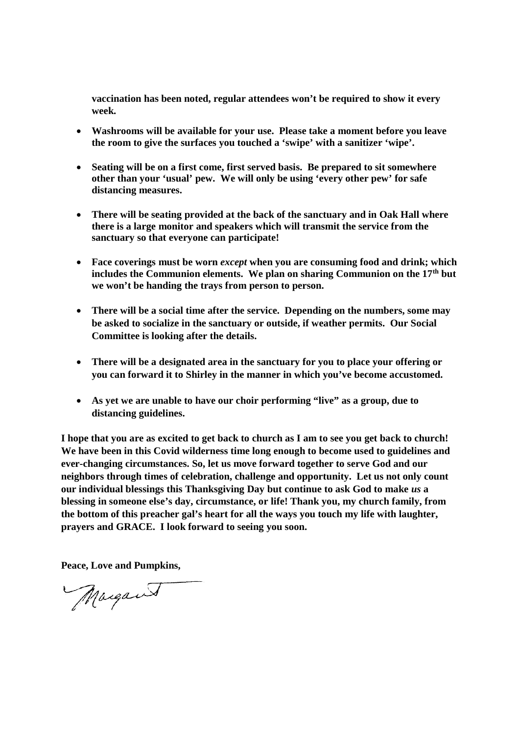**vaccination has been noted, regular attendees won't be required to show it every week.**

- **Washrooms will be available for your use. Please take a moment before you leave the room to give the surfaces you touched a 'swipe' with a sanitizer 'wipe'.**

- **Seating will be on a first come, first served basis. Be prepared to sit somewhere other than your 'usual' pew. We will only be using 'every other pew' for safe distancing measures.**

- **There will be seating provided at the back of the sanctuary and in Oak Hall where there is a large monitor and speakers which will transmit the service from the sanctuary so that everyone can participate!**

- **Face coverings must be worn *except* when you are consuming food and drink; which includes the Communion elements. We plan on sharing Communion on the 17th but we won't be handing the trays from person to person.**

- **There will be a social time after the service. Depending on the numbers, some may be asked to socialize in the sanctuary or outside, if weather permits. Our Social Committee is looking after the details.**

- **There will be a designated area in the sanctuary for you to place your offering or you can forward it to Shirley in the manner in which you've become accustomed.**

- **As yet we are unable to have our choir performing "live" as a group, due to distancing guidelines.**

**I hope that you are as excited to get back to church as I am to see you get back to church! We have been in this Covid wilderness time long enough to become used to guidelines and ever-changing circumstances. So, let us move forward together to serve God and our neighbors through times of celebration, challenge and opportunity. Let us not only count our individual blessings this Thanksgiving Day but continue to ask God to make *us* a blessing in someone else's day, circumstance, or life! Thank you, my church family, from the bottom of this preacher gal's heart for all the ways you touch my life with laughter, prayers and GRACE. I look forward to seeing you soon.**

**Peace, Love and Pumpkins,**

Margaret